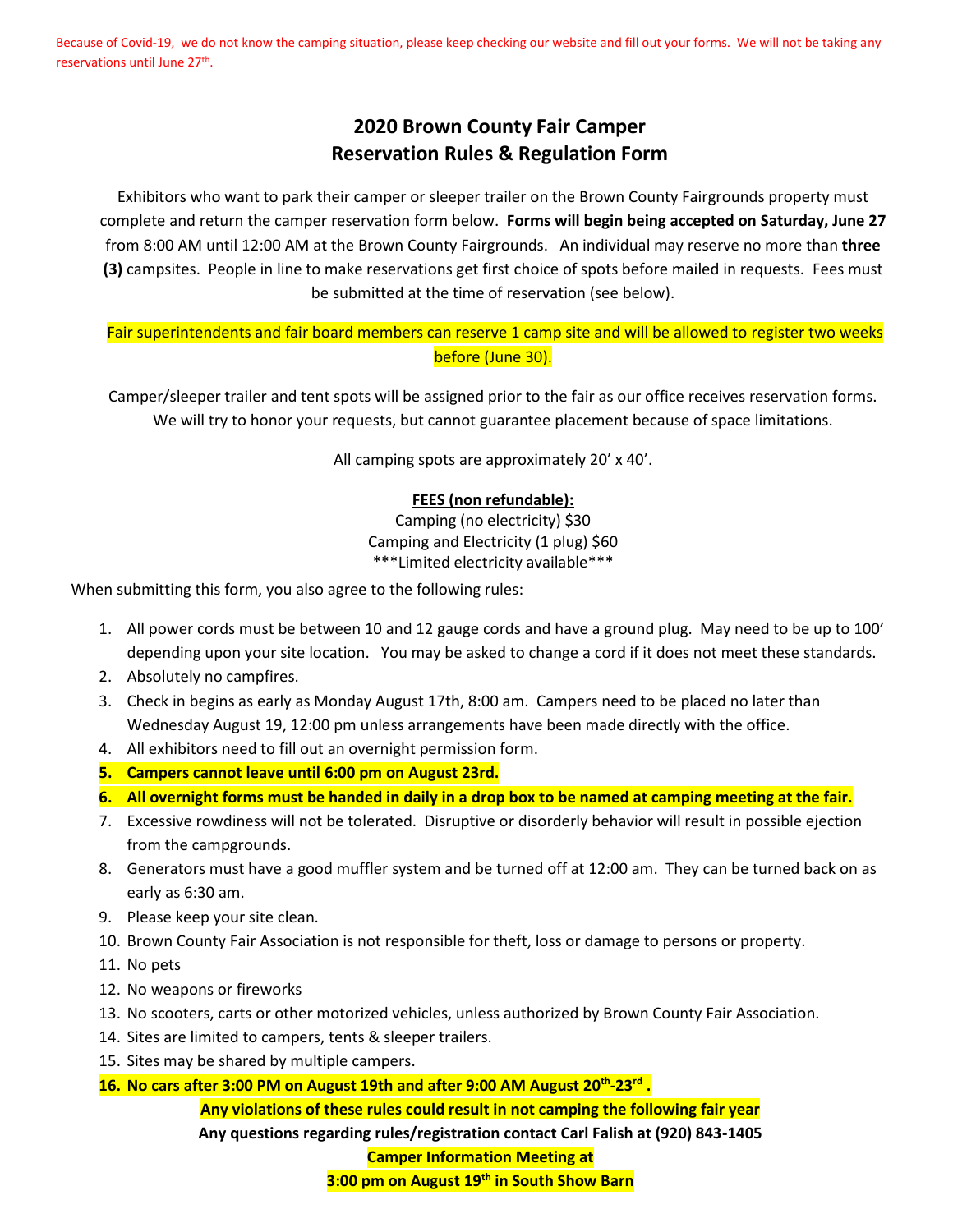Because of Covid-19, we do not know the camping situation, please keep checking our website and fill out your forms. We will not be taking any reservations until June 27th.

# 2020 Brown County Fair Camper
# Reservation Rules & Regulation Form

Exhibitors who want to park their camper or sleeper trailer on the Brown County Fairgrounds property must complete and return the camper reservation form below. **Forms will begin being accepted on Saturday, June 27** from 8:00 AM until 12:00 AM at the Brown County Fairgrounds. An individual may reserve no more than **three (3)** campsites. People in line to make reservations get first choice of spots before mailed in requests. Fees must be submitted at the time of reservation (see below).

Fair superintendents and fair board members can reserve 1 camp site and will be allowed to register two weeks before (June 30).

Camper/sleeper trailer and tent spots will be assigned prior to the fair as our office receives reservation forms. We will try to honor your requests, but cannot guarantee placement because of space limitations.

All camping spots are approximately 20' x 40'.

**FEES (non refundable):**
Camping (no electricity) $30
Camping and Electricity (1 plug) $60
***Limited electricity available***

When submitting this form, you also agree to the following rules:

1. All power cords must be between 10 and 12 gauge cords and have a ground plug. May need to be up to 100' depending upon your site location. You may be asked to change a cord if it does not meet these standards.
2. Absolutely no campfires.
3. Check in begins as early as Monday August 17th, 8:00 am. Campers need to be placed no later than Wednesday August 19, 12:00 pm unless arrangements have been made directly with the office.
4. All exhibitors need to fill out an overnight permission form.
5. **Campers cannot leave until 6:00 pm on August 23rd.**
6. **All overnight forms must be handed in daily in a drop box to be named at camping meeting at the fair.**
7. Excessive rowdiness will not be tolerated. Disruptive or disorderly behavior will result in possible ejection from the campgrounds.
8. Generators must have a good muffler system and be turned off at 12:00 am. They can be turned back on as early as 6:30 am.
9. Please keep your site clean.
10. Brown County Fair Association is not responsible for theft, loss or damage to persons or property.
11. No pets
12. No weapons or fireworks
13. No scooters, carts or other motorized vehicles, unless authorized by Brown County Fair Association.
14. Sites are limited to campers, tents & sleeper trailers.
15. Sites may be shared by multiple campers.
16. **No cars after 3:00 PM on August 19th and after 9:00 AM August 20th-23rd .**

**Any violations of these rules could result in not camping the following fair year**

**Any questions regarding rules/registration contact Carl Falish at (920) 843-1405**

**Camper Information Meeting at**
**3:00 pm on August 19th in South Show Barn**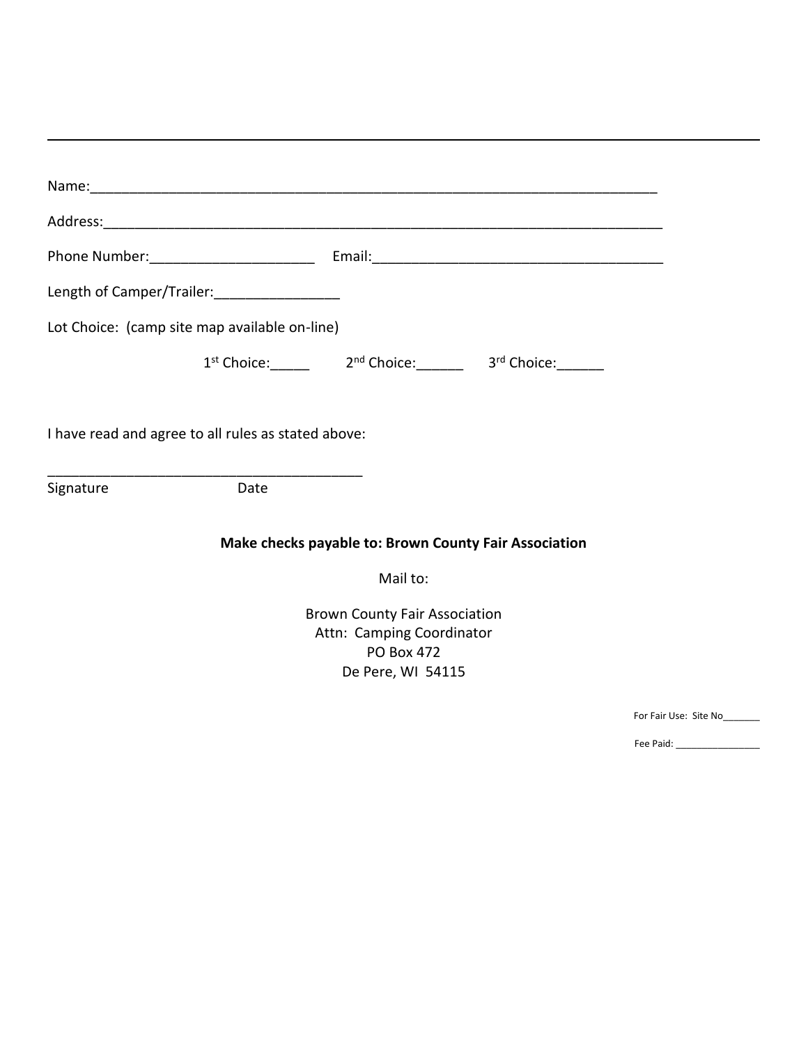---

Name:___________________________________________________________________________

Address:_________________________________________________________________________

Phone Number:_____________________ Email:______________________________________

Length of Camper/Trailer:________________

Lot Choice: (camp site map available on-line)

1st Choice:_____ 2nd Choice:______ 3rd Choice:______

I have read and agree to all rules as stated above:

_________________________________________

Signature Date

**Make checks payable to: Brown County Fair Association**

Mail to:

Brown County Fair Association
Attn: Camping Coordinator
PO Box 472
De Pere, WI 54115

For Fair Use: Site No_______

Fee Paid: ________________